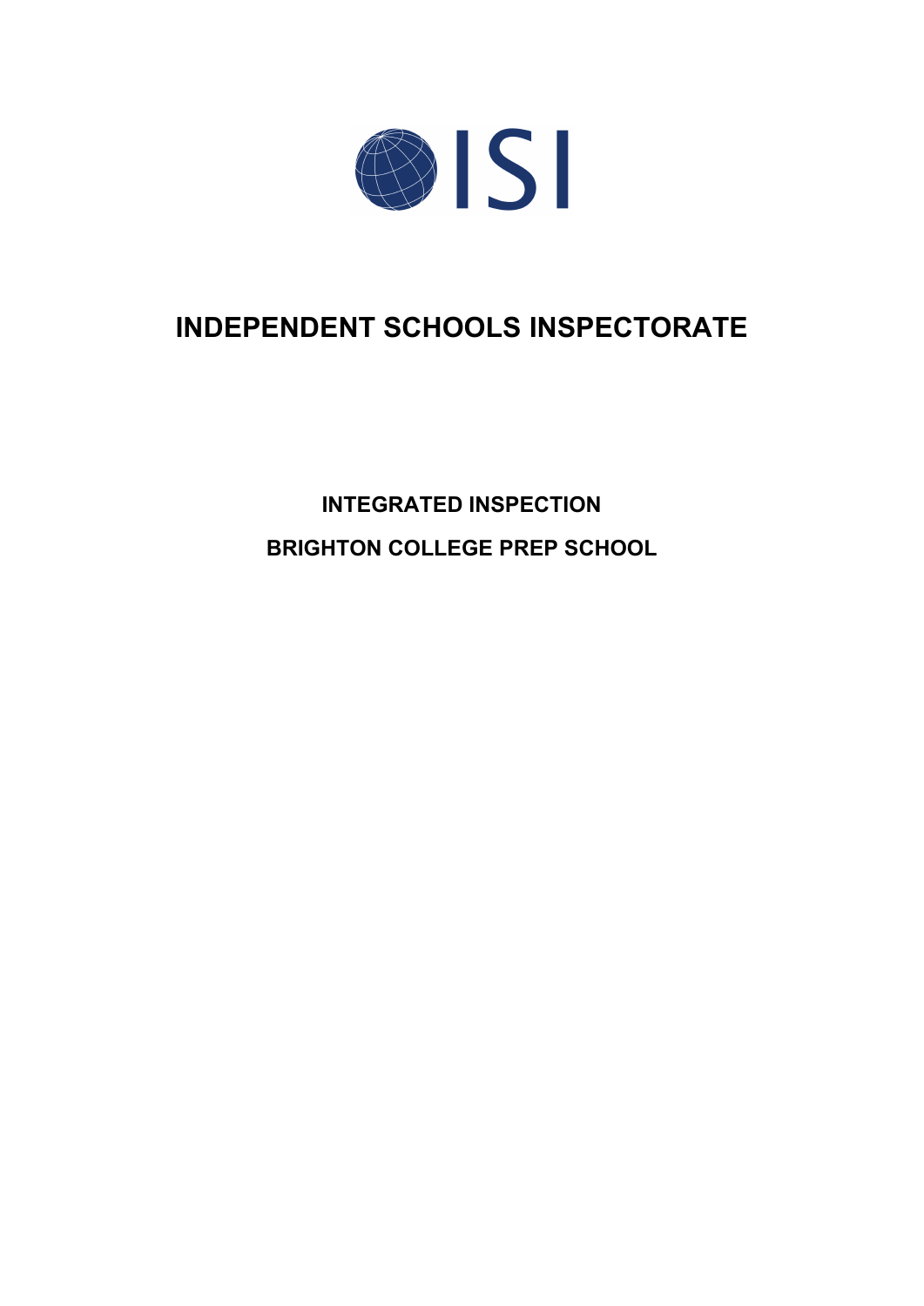ISI

# INDEPENDENT SCHOOLS INSPECTORATE

## INTEGRATED INSPECTION

## BRIGHTON COLLEGE PREP SCHOOL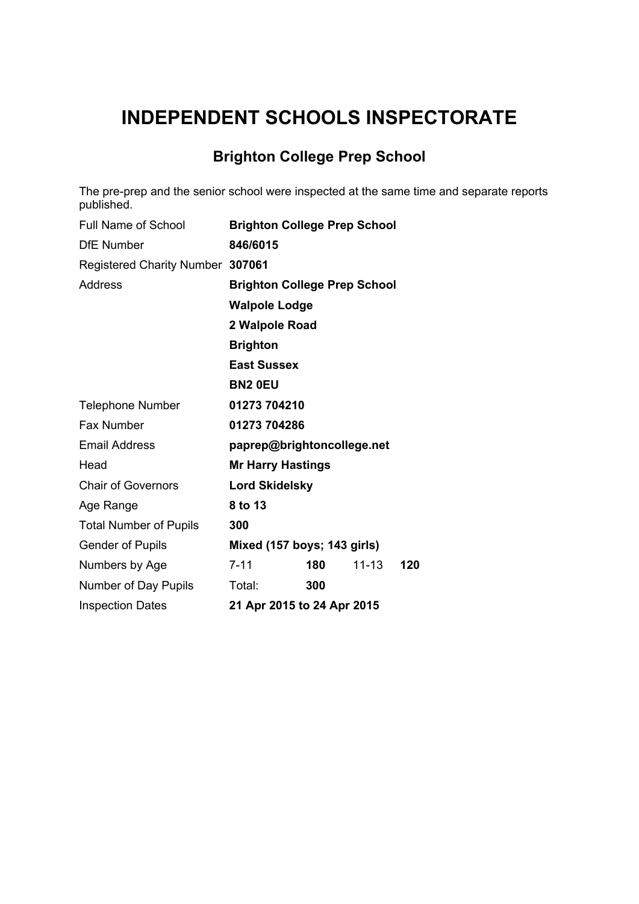# INDEPENDENT SCHOOLS INSPECTORATE

## Brighton College Prep School

The pre-prep and the senior school were inspected at the same time and separate reports published.

| | | | | |
|---|---|---|---|---|
| Full Name of School | **Brighton College Prep School** | | | |
| DfE Number | **846/6015** | | | |
| Registered Charity Number | **307061** | | | |
| Address | **Brighton College Prep School** | | | |
| | **Walpole Lodge** | | | |
| | **2 Walpole Road** | | | |
| | **Brighton** | | | |
| | **East Sussex** | | | |
| | **BN2 0EU** | | | |
| Telephone Number | **01273 704210** | | | |
| Fax Number | **01273 704286** | | | |
| Email Address | **paprep@brightoncollege.net** | | | |
| Head | **Mr Harry Hastings** | | | |
| Chair of Governors | **Lord Skidelsky** | | | |
| Age Range | **8 to 13** | | | |
| Total Number of Pupils | **300** | | | |
| Gender of Pupils | **Mixed (157 boys; 143 girls)** | | | |
| Numbers by Age | 7-11 | **180** | 11-13 | **120** |
| Number of Day Pupils | Total: | **300** | | |
| Inspection Dates | **21 Apr 2015 to 24 Apr 2015** | | | |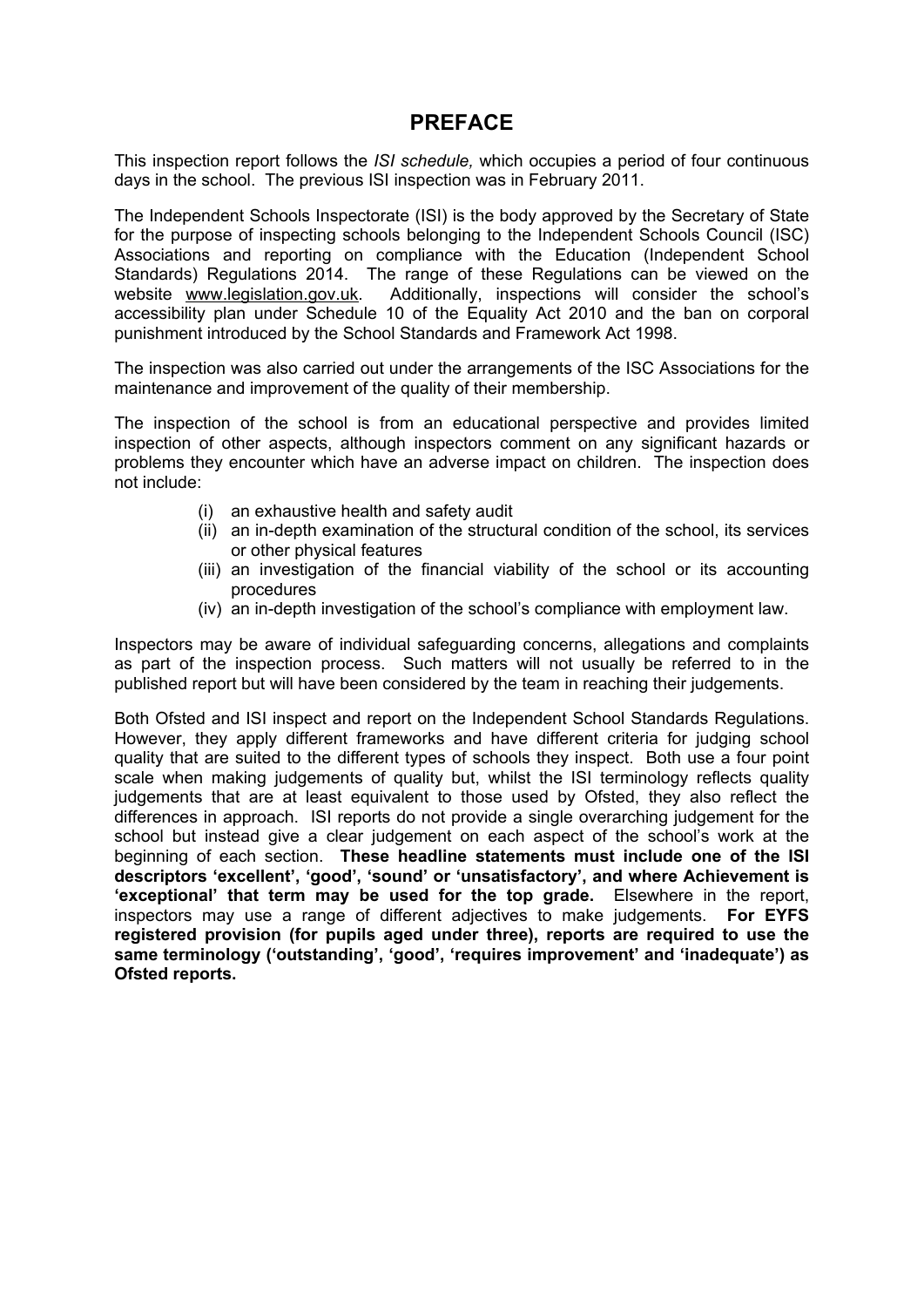# PREFACE

This inspection report follows the *ISI schedule,* which occupies a period of four continuous days in the school. The previous ISI inspection was in February 2011.

The Independent Schools Inspectorate (ISI) is the body approved by the Secretary of State for the purpose of inspecting schools belonging to the Independent Schools Council (ISC) Associations and reporting on compliance with the Education (Independent School Standards) Regulations 2014. The range of these Regulations can be viewed on the website www.legislation.gov.uk. Additionally, inspections will consider the school's accessibility plan under Schedule 10 of the Equality Act 2010 and the ban on corporal punishment introduced by the School Standards and Framework Act 1998.

The inspection was also carried out under the arrangements of the ISC Associations for the maintenance and improvement of the quality of their membership.

The inspection of the school is from an educational perspective and provides limited inspection of other aspects, although inspectors comment on any significant hazards or problems they encounter which have an adverse impact on children. The inspection does not include:

- (i) an exhaustive health and safety audit
- (ii) an in-depth examination of the structural condition of the school, its services or other physical features
- (iii) an investigation of the financial viability of the school or its accounting procedures
- (iv) an in-depth investigation of the school's compliance with employment law.

Inspectors may be aware of individual safeguarding concerns, allegations and complaints as part of the inspection process. Such matters will not usually be referred to in the published report but will have been considered by the team in reaching their judgements.

Both Ofsted and ISI inspect and report on the Independent School Standards Regulations. However, they apply different frameworks and have different criteria for judging school quality that are suited to the different types of schools they inspect. Both use a four point scale when making judgements of quality but, whilst the ISI terminology reflects quality judgements that are at least equivalent to those used by Ofsted, they also reflect the differences in approach. ISI reports do not provide a single overarching judgement for the school but instead give a clear judgement on each aspect of the school's work at the beginning of each section. **These headline statements must include one of the ISI descriptors 'excellent', 'good', 'sound' or 'unsatisfactory', and where Achievement is 'exceptional' that term may be used for the top grade.** Elsewhere in the report, inspectors may use a range of different adjectives to make judgements. **For EYFS registered provision (for pupils aged under three), reports are required to use the same terminology ('outstanding', 'good', 'requires improvement' and 'inadequate') as Ofsted reports.**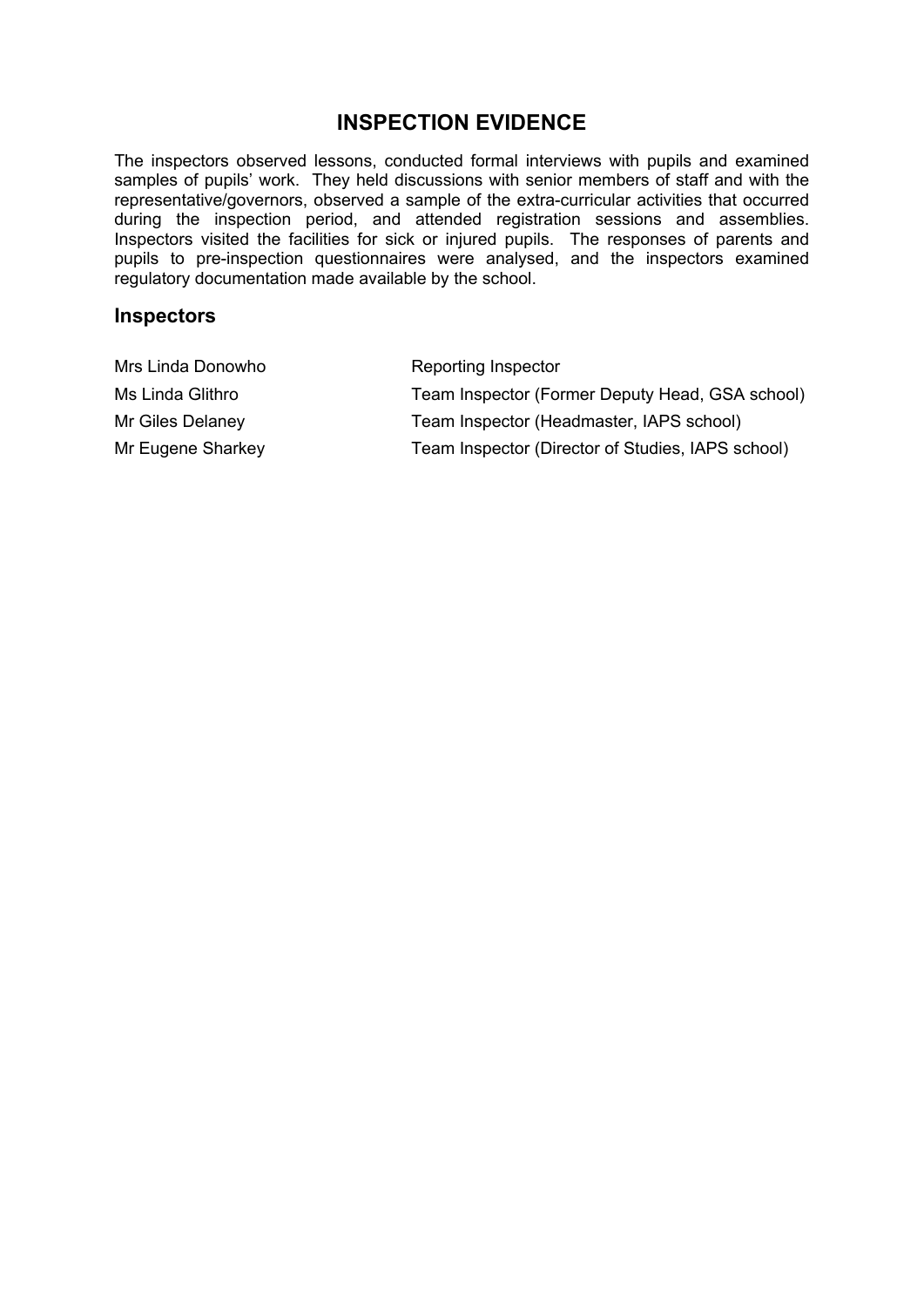## INSPECTION EVIDENCE

The inspectors observed lessons, conducted formal interviews with pupils and examined samples of pupils' work. They held discussions with senior members of staff and with the representative/governors, observed a sample of the extra-curricular activities that occurred during the inspection period, and attended registration sessions and assemblies. Inspectors visited the facilities for sick or injured pupils. The responses of parents and pupils to pre-inspection questionnaires were analysed, and the inspectors examined regulatory documentation made available by the school.

### Inspectors

| | |
|---|---|
| Mrs Linda Donowho | Reporting Inspector |
| Ms Linda Glithro | Team Inspector (Former Deputy Head, GSA school) |
| Mr Giles Delaney | Team Inspector (Headmaster, IAPS school) |
| Mr Eugene Sharkey | Team Inspector (Director of Studies, IAPS school) |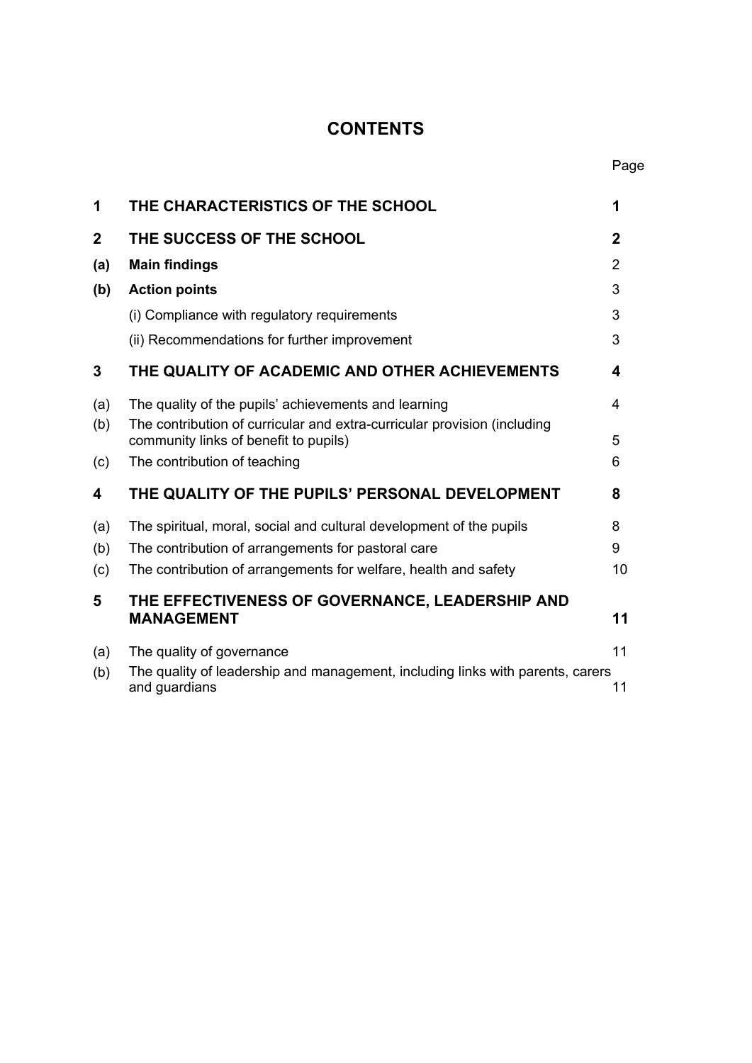# CONTENTS

| | | Page |
|---|---|---|
| **1** | **THE CHARACTERISTICS OF THE SCHOOL** | **1** |
| **2** | **THE SUCCESS OF THE SCHOOL** | **2** |
| **(a)** | **Main findings** | 2 |
| **(b)** | **Action points** | 3 |
| | (i) Compliance with regulatory requirements | 3 |
| | (ii) Recommendations for further improvement | 3 |
| **3** | **THE QUALITY OF ACADEMIC AND OTHER ACHIEVEMENTS** | **4** |
| (a) | The quality of the pupils' achievements and learning | 4 |
| (b) | The contribution of curricular and extra-curricular provision (including community links of benefit to pupils) | 5 |
| (c) | The contribution of teaching | 6 |
| **4** | **THE QUALITY OF THE PUPILS' PERSONAL DEVELOPMENT** | **8** |
| (a) | The spiritual, moral, social and cultural development of the pupils | 8 |
| (b) | The contribution of arrangements for pastoral care | 9 |
| (c) | The contribution of arrangements for welfare, health and safety | 10 |
| **5** | **THE EFFECTIVENESS OF GOVERNANCE, LEADERSHIP AND MANAGEMENT** | **11** |
| (a) | The quality of governance | 11 |
| (b) | The quality of leadership and management, including links with parents, carers and guardians | 11 |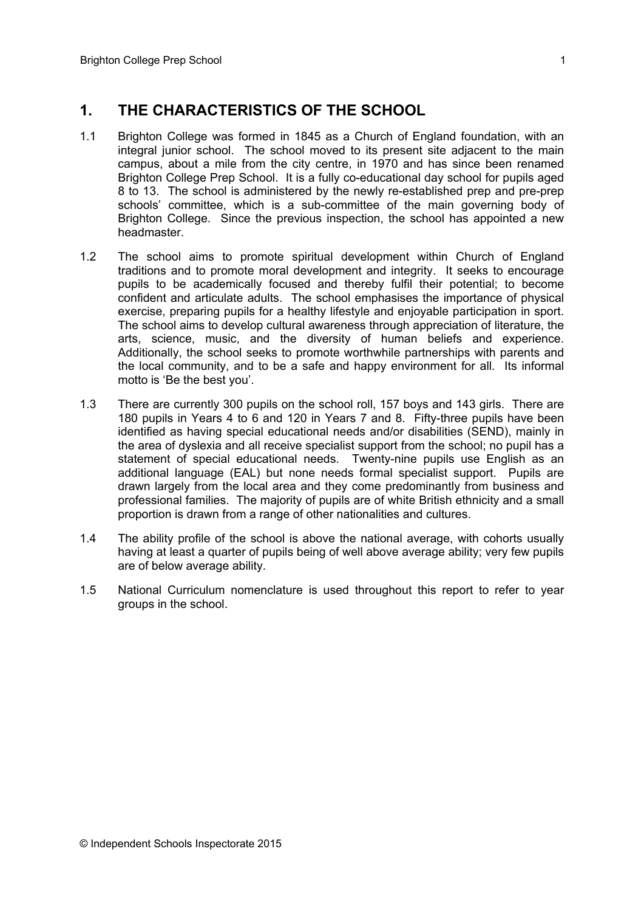## 1. THE CHARACTERISTICS OF THE SCHOOL

1.1 Brighton College was formed in 1845 as a Church of England foundation, with an integral junior school. The school moved to its present site adjacent to the main campus, about a mile from the city centre, in 1970 and has since been renamed Brighton College Prep School. It is a fully co-educational day school for pupils aged 8 to 13. The school is administered by the newly re-established prep and pre-prep schools' committee, which is a sub-committee of the main governing body of Brighton College. Since the previous inspection, the school has appointed a new headmaster.

1.2 The school aims to promote spiritual development within Church of England traditions and to promote moral development and integrity. It seeks to encourage pupils to be academically focused and thereby fulfil their potential; to become confident and articulate adults. The school emphasises the importance of physical exercise, preparing pupils for a healthy lifestyle and enjoyable participation in sport. The school aims to develop cultural awareness through appreciation of literature, the arts, science, music, and the diversity of human beliefs and experience. Additionally, the school seeks to promote worthwhile partnerships with parents and the local community, and to be a safe and happy environment for all. Its informal motto is 'Be the best you'.

1.3 There are currently 300 pupils on the school roll, 157 boys and 143 girls. There are 180 pupils in Years 4 to 6 and 120 in Years 7 and 8. Fifty-three pupils have been identified as having special educational needs and/or disabilities (SEND), mainly in the area of dyslexia and all receive specialist support from the school; no pupil has a statement of special educational needs. Twenty-nine pupils use English as an additional language (EAL) but none needs formal specialist support. Pupils are drawn largely from the local area and they come predominantly from business and professional families. The majority of pupils are of white British ethnicity and a small proportion is drawn from a range of other nationalities and cultures.

1.4 The ability profile of the school is above the national average, with cohorts usually having at least a quarter of pupils being of well above average ability; very few pupils are of below average ability.

1.5 National Curriculum nomenclature is used throughout this report to refer to year groups in the school.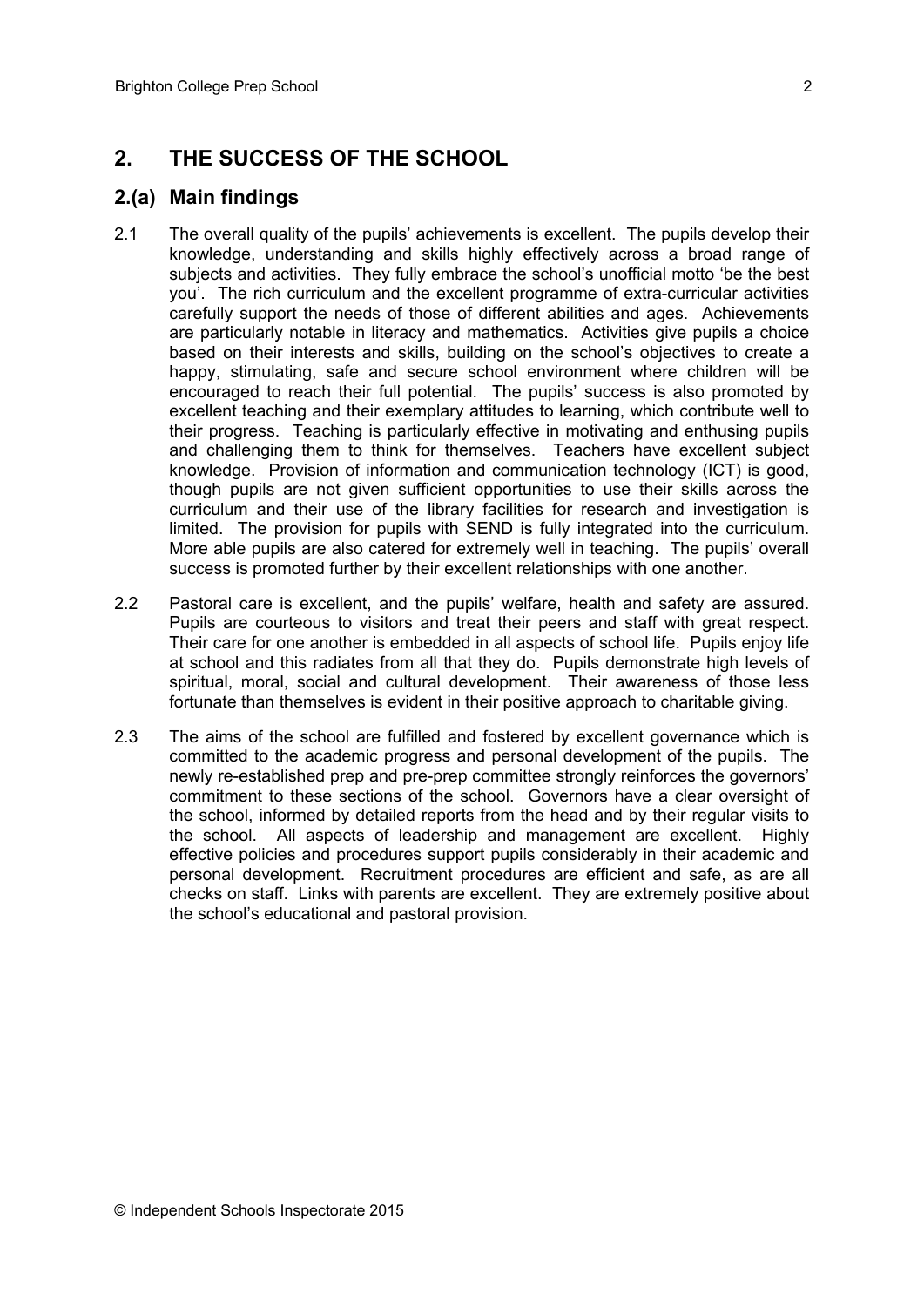## 2. THE SUCCESS OF THE SCHOOL

### 2.(a) Main findings

2.1 The overall quality of the pupils' achievements is excellent. The pupils develop their knowledge, understanding and skills highly effectively across a broad range of subjects and activities. They fully embrace the school's unofficial motto 'be the best you'. The rich curriculum and the excellent programme of extra-curricular activities carefully support the needs of those of different abilities and ages. Achievements are particularly notable in literacy and mathematics. Activities give pupils a choice based on their interests and skills, building on the school's objectives to create a happy, stimulating, safe and secure school environment where children will be encouraged to reach their full potential. The pupils' success is also promoted by excellent teaching and their exemplary attitudes to learning, which contribute well to their progress. Teaching is particularly effective in motivating and enthusing pupils and challenging them to think for themselves. Teachers have excellent subject knowledge. Provision of information and communication technology (ICT) is good, though pupils are not given sufficient opportunities to use their skills across the curriculum and their use of the library facilities for research and investigation is limited. The provision for pupils with SEND is fully integrated into the curriculum. More able pupils are also catered for extremely well in teaching. The pupils' overall success is promoted further by their excellent relationships with one another.

2.2 Pastoral care is excellent, and the pupils' welfare, health and safety are assured. Pupils are courteous to visitors and treat their peers and staff with great respect. Their care for one another is embedded in all aspects of school life. Pupils enjoy life at school and this radiates from all that they do. Pupils demonstrate high levels of spiritual, moral, social and cultural development. Their awareness of those less fortunate than themselves is evident in their positive approach to charitable giving.

2.3 The aims of the school are fulfilled and fostered by excellent governance which is committed to the academic progress and personal development of the pupils. The newly re-established prep and pre-prep committee strongly reinforces the governors' commitment to these sections of the school. Governors have a clear oversight of the school, informed by detailed reports from the head and by their regular visits to the school. All aspects of leadership and management are excellent. Highly effective policies and procedures support pupils considerably in their academic and personal development. Recruitment procedures are efficient and safe, as are all checks on staff. Links with parents are excellent. They are extremely positive about the school's educational and pastoral provision.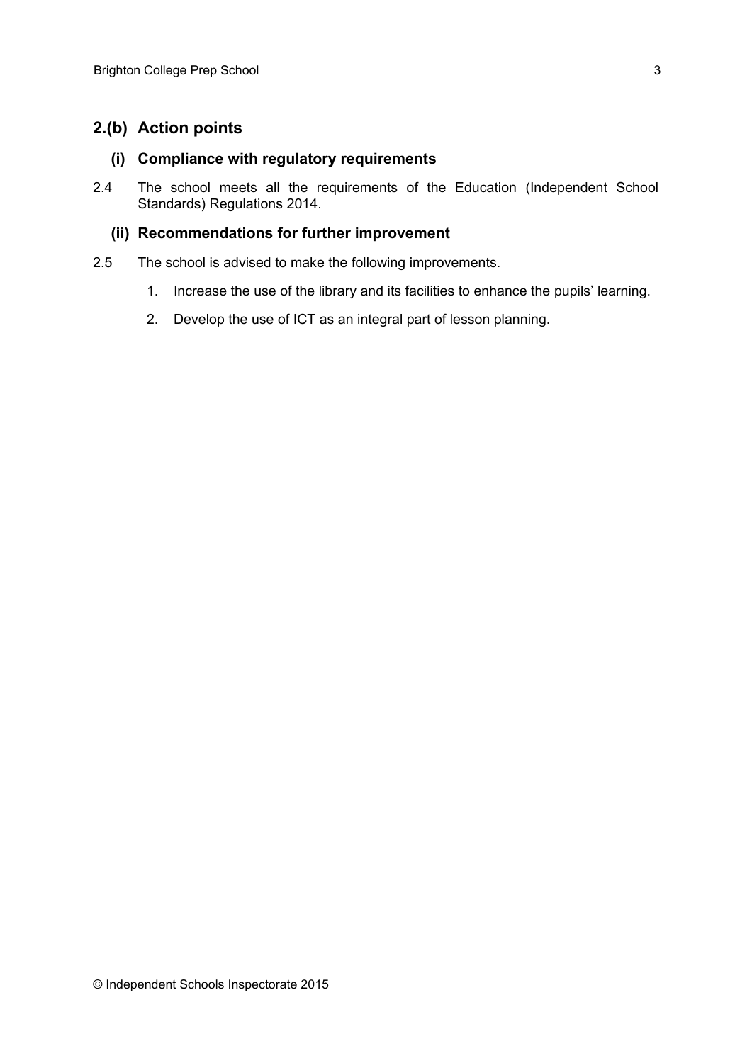## 2.(b) Action points

### (i) Compliance with regulatory requirements

2.4 The school meets all the requirements of the Education (Independent School Standards) Regulations 2014.

### (ii) Recommendations for further improvement

2.5 The school is advised to make the following improvements.

1. Increase the use of the library and its facilities to enhance the pupils' learning.
2. Develop the use of ICT as an integral part of lesson planning.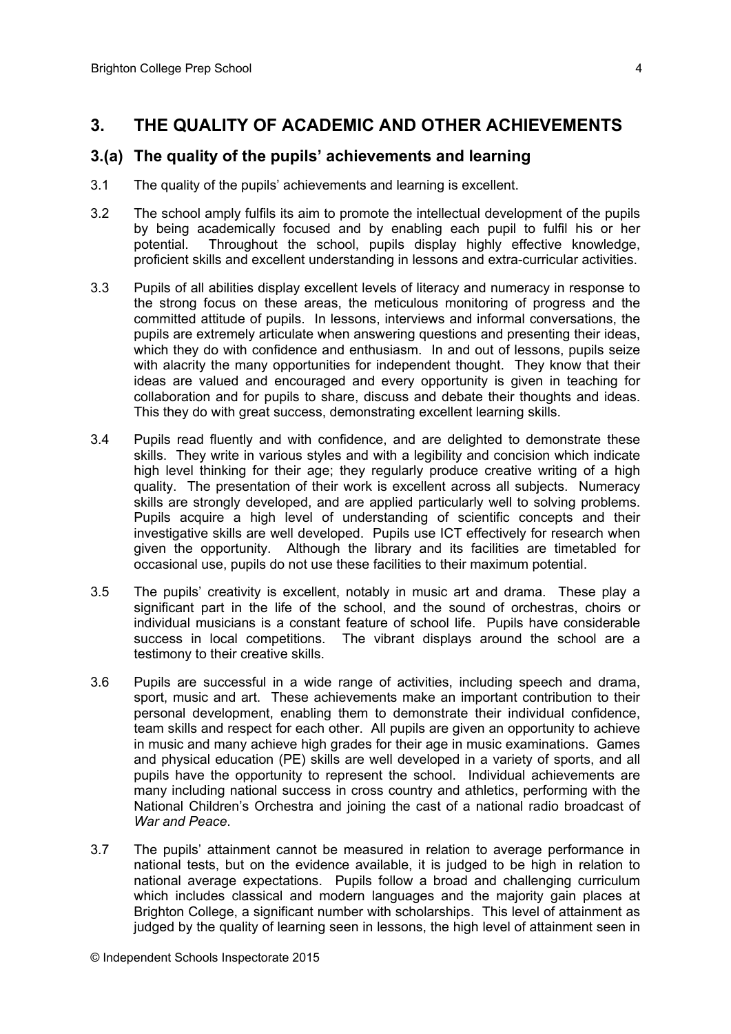## 3. THE QUALITY OF ACADEMIC AND OTHER ACHIEVEMENTS

### 3.(a) The quality of the pupils' achievements and learning

3.1 The quality of the pupils' achievements and learning is excellent.

3.2 The school amply fulfils its aim to promote the intellectual development of the pupils by being academically focused and by enabling each pupil to fulfil his or her potential. Throughout the school, pupils display highly effective knowledge, proficient skills and excellent understanding in lessons and extra-curricular activities.

3.3 Pupils of all abilities display excellent levels of literacy and numeracy in response to the strong focus on these areas, the meticulous monitoring of progress and the committed attitude of pupils. In lessons, interviews and informal conversations, the pupils are extremely articulate when answering questions and presenting their ideas, which they do with confidence and enthusiasm. In and out of lessons, pupils seize with alacrity the many opportunities for independent thought. They know that their ideas are valued and encouraged and every opportunity is given in teaching for collaboration and for pupils to share, discuss and debate their thoughts and ideas. This they do with great success, demonstrating excellent learning skills.

3.4 Pupils read fluently and with confidence, and are delighted to demonstrate these skills. They write in various styles and with a legibility and concision which indicate high level thinking for their age; they regularly produce creative writing of a high quality. The presentation of their work is excellent across all subjects. Numeracy skills are strongly developed, and are applied particularly well to solving problems. Pupils acquire a high level of understanding of scientific concepts and their investigative skills are well developed. Pupils use ICT effectively for research when given the opportunity. Although the library and its facilities are timetabled for occasional use, pupils do not use these facilities to their maximum potential.

3.5 The pupils' creativity is excellent, notably in music art and drama. These play a significant part in the life of the school, and the sound of orchestras, choirs or individual musicians is a constant feature of school life. Pupils have considerable success in local competitions. The vibrant displays around the school are a testimony to their creative skills.

3.6 Pupils are successful in a wide range of activities, including speech and drama, sport, music and art. These achievements make an important contribution to their personal development, enabling them to demonstrate their individual confidence, team skills and respect for each other. All pupils are given an opportunity to achieve in music and many achieve high grades for their age in music examinations. Games and physical education (PE) skills are well developed in a variety of sports, and all pupils have the opportunity to represent the school. Individual achievements are many including national success in cross country and athletics, performing with the National Children's Orchestra and joining the cast of a national radio broadcast of *War and Peace*.

3.7 The pupils' attainment cannot be measured in relation to average performance in national tests, but on the evidence available, it is judged to be high in relation to national average expectations. Pupils follow a broad and challenging curriculum which includes classical and modern languages and the majority gain places at Brighton College, a significant number with scholarships. This level of attainment as judged by the quality of learning seen in lessons, the high level of attainment seen in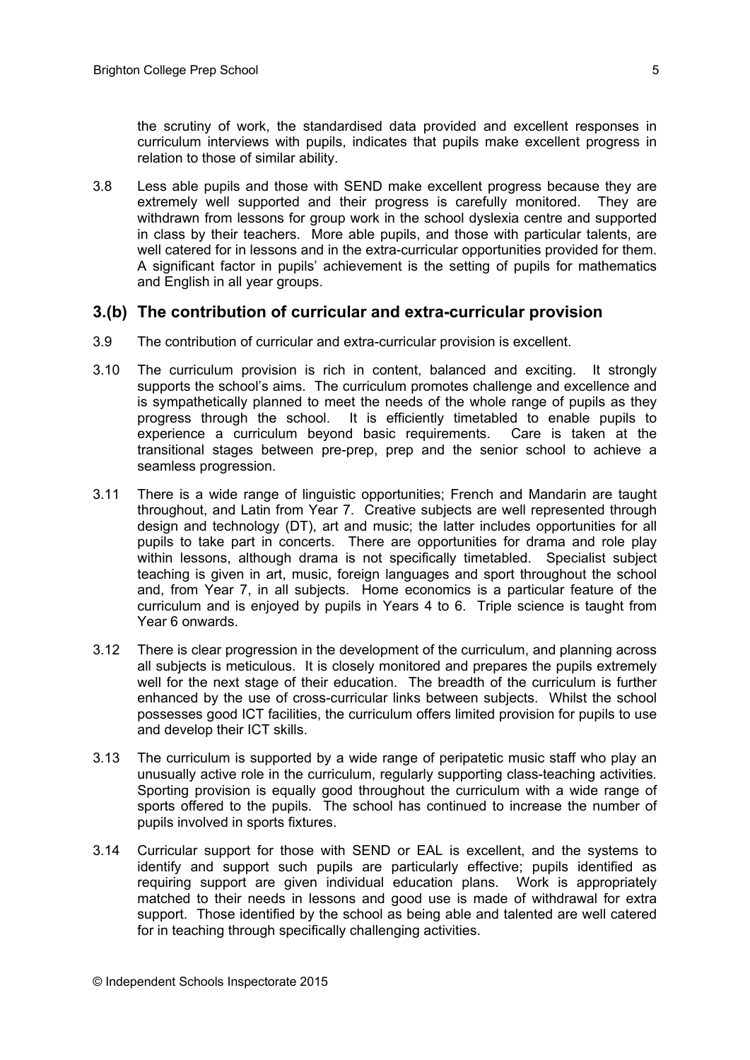the scrutiny of work, the standardised data provided and excellent responses in curriculum interviews with pupils, indicates that pupils make excellent progress in relation to those of similar ability.

3.8 Less able pupils and those with SEND make excellent progress because they are extremely well supported and their progress is carefully monitored. They are withdrawn from lessons for group work in the school dyslexia centre and supported in class by their teachers. More able pupils, and those with particular talents, are well catered for in lessons and in the extra-curricular opportunities provided for them. A significant factor in pupils' achievement is the setting of pupils for mathematics and English in all year groups.

## 3.(b) The contribution of curricular and extra-curricular provision

3.9 The contribution of curricular and extra-curricular provision is excellent.

3.10 The curriculum provision is rich in content, balanced and exciting. It strongly supports the school's aims. The curriculum promotes challenge and excellence and is sympathetically planned to meet the needs of the whole range of pupils as they progress through the school. It is efficiently timetabled to enable pupils to experience a curriculum beyond basic requirements. Care is taken at the transitional stages between pre-prep, prep and the senior school to achieve a seamless progression.

3.11 There is a wide range of linguistic opportunities; French and Mandarin are taught throughout, and Latin from Year 7. Creative subjects are well represented through design and technology (DT), art and music; the latter includes opportunities for all pupils to take part in concerts. There are opportunities for drama and role play within lessons, although drama is not specifically timetabled. Specialist subject teaching is given in art, music, foreign languages and sport throughout the school and, from Year 7, in all subjects. Home economics is a particular feature of the curriculum and is enjoyed by pupils in Years 4 to 6. Triple science is taught from Year 6 onwards.

3.12 There is clear progression in the development of the curriculum, and planning across all subjects is meticulous. It is closely monitored and prepares the pupils extremely well for the next stage of their education. The breadth of the curriculum is further enhanced by the use of cross-curricular links between subjects. Whilst the school possesses good ICT facilities, the curriculum offers limited provision for pupils to use and develop their ICT skills.

3.13 The curriculum is supported by a wide range of peripatetic music staff who play an unusually active role in the curriculum, regularly supporting class-teaching activities. Sporting provision is equally good throughout the curriculum with a wide range of sports offered to the pupils. The school has continued to increase the number of pupils involved in sports fixtures.

3.14 Curricular support for those with SEND or EAL is excellent, and the systems to identify and support such pupils are particularly effective; pupils identified as requiring support are given individual education plans. Work is appropriately matched to their needs in lessons and good use is made of withdrawal for extra support. Those identified by the school as being able and talented are well catered for in teaching through specifically challenging activities.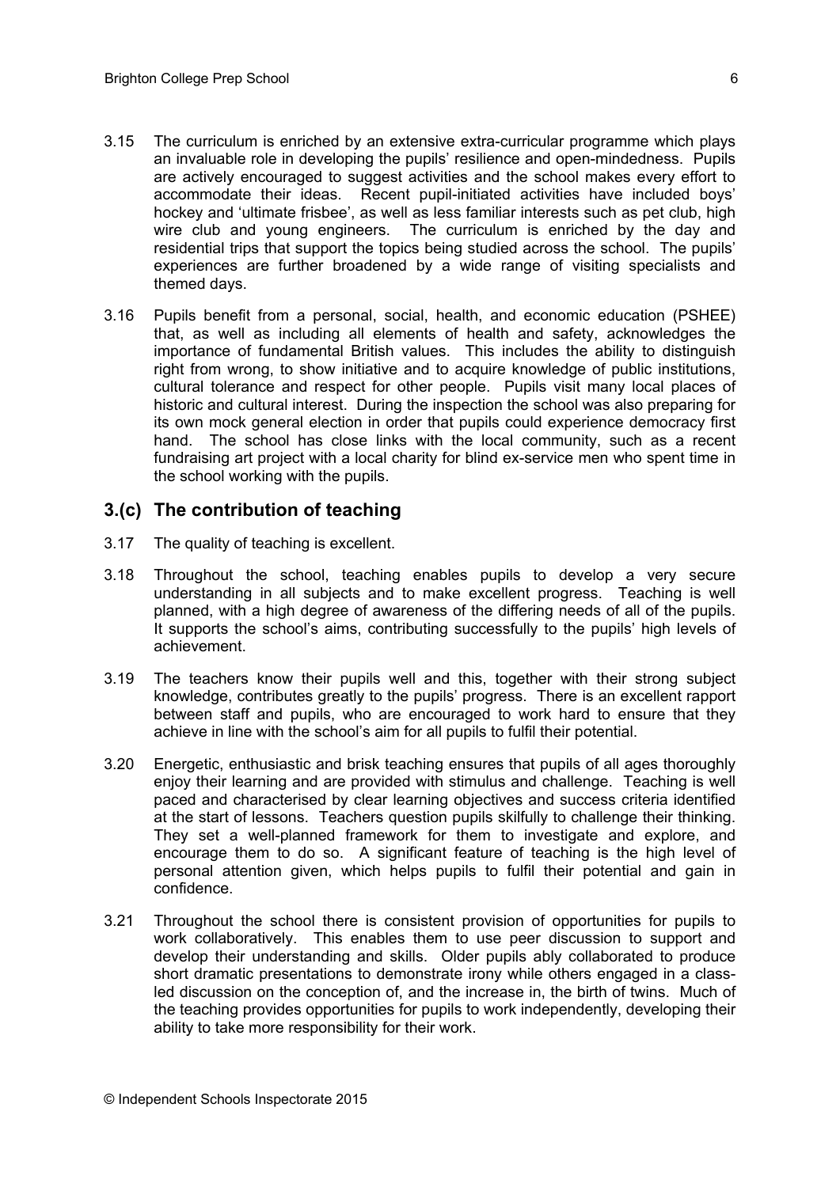3.15 The curriculum is enriched by an extensive extra-curricular programme which plays an invaluable role in developing the pupils' resilience and open-mindedness. Pupils are actively encouraged to suggest activities and the school makes every effort to accommodate their ideas. Recent pupil-initiated activities have included boys' hockey and 'ultimate frisbee', as well as less familiar interests such as pet club, high wire club and young engineers. The curriculum is enriched by the day and residential trips that support the topics being studied across the school. The pupils' experiences are further broadened by a wide range of visiting specialists and themed days.

3.16 Pupils benefit from a personal, social, health, and economic education (PSHEE) that, as well as including all elements of health and safety, acknowledges the importance of fundamental British values. This includes the ability to distinguish right from wrong, to show initiative and to acquire knowledge of public institutions, cultural tolerance and respect for other people. Pupils visit many local places of historic and cultural interest. During the inspection the school was also preparing for its own mock general election in order that pupils could experience democracy first hand. The school has close links with the local community, such as a recent fundraising art project with a local charity for blind ex-service men who spent time in the school working with the pupils.

## 3.(c) The contribution of teaching

3.17 The quality of teaching is excellent.

3.18 Throughout the school, teaching enables pupils to develop a very secure understanding in all subjects and to make excellent progress. Teaching is well planned, with a high degree of awareness of the differing needs of all of the pupils. It supports the school's aims, contributing successfully to the pupils' high levels of achievement.

3.19 The teachers know their pupils well and this, together with their strong subject knowledge, contributes greatly to the pupils' progress. There is an excellent rapport between staff and pupils, who are encouraged to work hard to ensure that they achieve in line with the school's aim for all pupils to fulfil their potential.

3.20 Energetic, enthusiastic and brisk teaching ensures that pupils of all ages thoroughly enjoy their learning and are provided with stimulus and challenge. Teaching is well paced and characterised by clear learning objectives and success criteria identified at the start of lessons. Teachers question pupils skilfully to challenge their thinking. They set a well-planned framework for them to investigate and explore, and encourage them to do so. A significant feature of teaching is the high level of personal attention given, which helps pupils to fulfil their potential and gain in confidence.

3.21 Throughout the school there is consistent provision of opportunities for pupils to work collaboratively. This enables them to use peer discussion to support and develop their understanding and skills. Older pupils ably collaborated to produce short dramatic presentations to demonstrate irony while others engaged in a class-led discussion on the conception of, and the increase in, the birth of twins. Much of the teaching provides opportunities for pupils to work independently, developing their ability to take more responsibility for their work.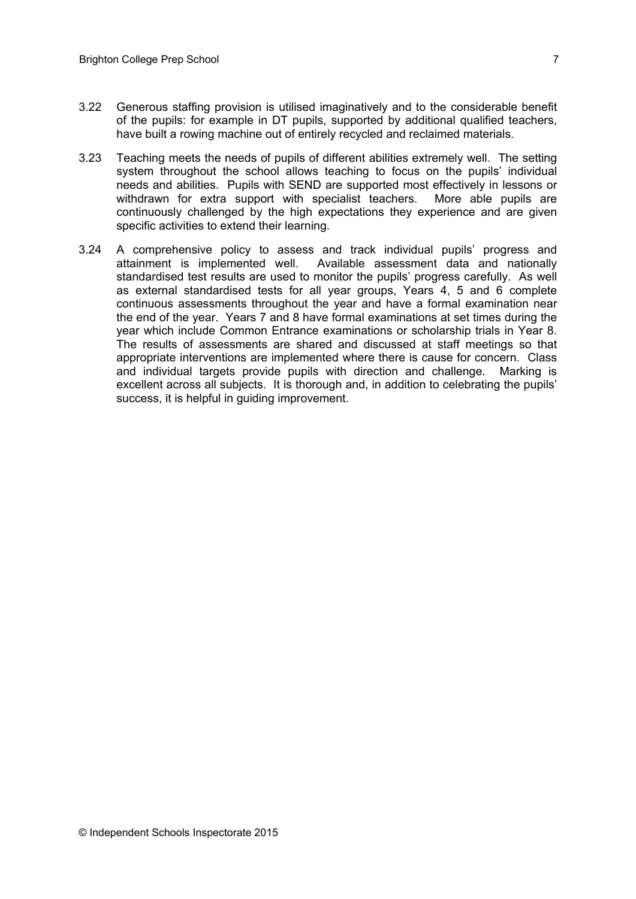3.22 Generous staffing provision is utilised imaginatively and to the considerable benefit of the pupils: for example in DT pupils, supported by additional qualified teachers, have built a rowing machine out of entirely recycled and reclaimed materials.

3.23 Teaching meets the needs of pupils of different abilities extremely well. The setting system throughout the school allows teaching to focus on the pupils' individual needs and abilities. Pupils with SEND are supported most effectively in lessons or withdrawn for extra support with specialist teachers. More able pupils are continuously challenged by the high expectations they experience and are given specific activities to extend their learning.

3.24 A comprehensive policy to assess and track individual pupils' progress and attainment is implemented well. Available assessment data and nationally standardised test results are used to monitor the pupils' progress carefully. As well as external standardised tests for all year groups, Years 4, 5 and 6 complete continuous assessments throughout the year and have a formal examination near the end of the year. Years 7 and 8 have formal examinations at set times during the year which include Common Entrance examinations or scholarship trials in Year 8. The results of assessments are shared and discussed at staff meetings so that appropriate interventions are implemented where there is cause for concern. Class and individual targets provide pupils with direction and challenge. Marking is excellent across all subjects. It is thorough and, in addition to celebrating the pupils' success, it is helpful in guiding improvement.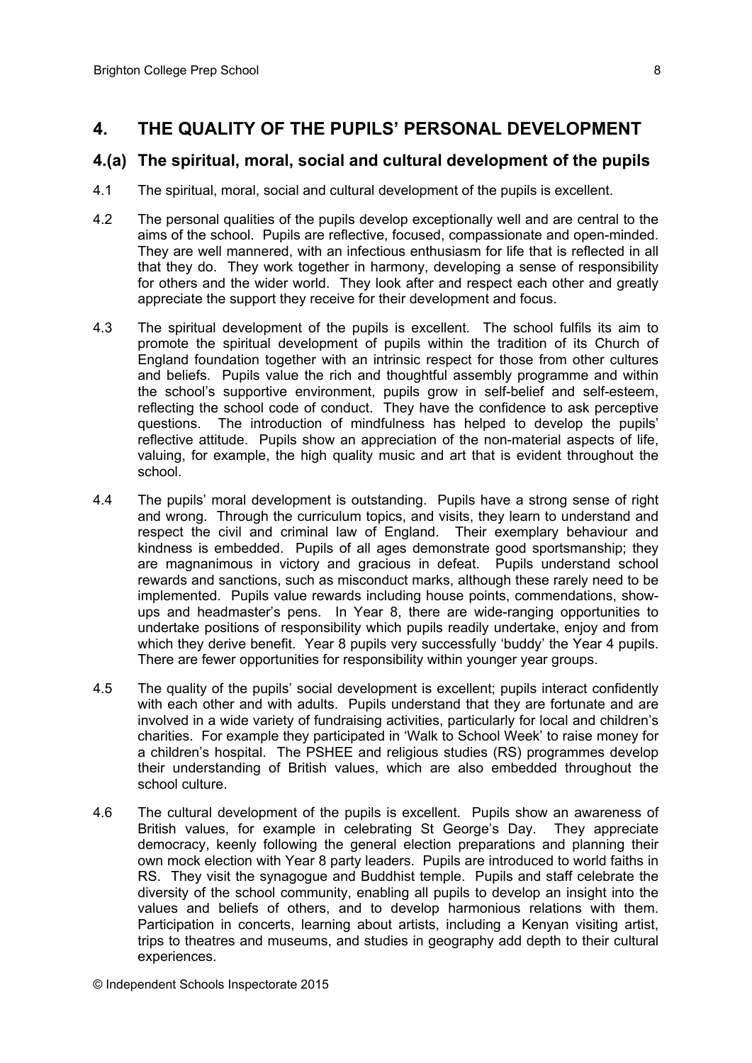## 4. THE QUALITY OF THE PUPILS' PERSONAL DEVELOPMENT

### 4.(a) The spiritual, moral, social and cultural development of the pupils

4.1 The spiritual, moral, social and cultural development of the pupils is excellent.

4.2 The personal qualities of the pupils develop exceptionally well and are central to the aims of the school. Pupils are reflective, focused, compassionate and open-minded. They are well mannered, with an infectious enthusiasm for life that is reflected in all that they do. They work together in harmony, developing a sense of responsibility for others and the wider world. They look after and respect each other and greatly appreciate the support they receive for their development and focus.

4.3 The spiritual development of the pupils is excellent. The school fulfils its aim to promote the spiritual development of pupils within the tradition of its Church of England foundation together with an intrinsic respect for those from other cultures and beliefs. Pupils value the rich and thoughtful assembly programme and within the school's supportive environment, pupils grow in self-belief and self-esteem, reflecting the school code of conduct. They have the confidence to ask perceptive questions. The introduction of mindfulness has helped to develop the pupils' reflective attitude. Pupils show an appreciation of the non-material aspects of life, valuing, for example, the high quality music and art that is evident throughout the school.

4.4 The pupils' moral development is outstanding. Pupils have a strong sense of right and wrong. Through the curriculum topics, and visits, they learn to understand and respect the civil and criminal law of England. Their exemplary behaviour and kindness is embedded. Pupils of all ages demonstrate good sportsmanship; they are magnanimous in victory and gracious in defeat. Pupils understand school rewards and sanctions, such as misconduct marks, although these rarely need to be implemented. Pupils value rewards including house points, commendations, show-ups and headmaster's pens. In Year 8, there are wide-ranging opportunities to undertake positions of responsibility which pupils readily undertake, enjoy and from which they derive benefit. Year 8 pupils very successfully 'buddy' the Year 4 pupils. There are fewer opportunities for responsibility within younger year groups.

4.5 The quality of the pupils' social development is excellent; pupils interact confidently with each other and with adults. Pupils understand that they are fortunate and are involved in a wide variety of fundraising activities, particularly for local and children's charities. For example they participated in 'Walk to School Week' to raise money for a children's hospital. The PSHEE and religious studies (RS) programmes develop their understanding of British values, which are also embedded throughout the school culture.

4.6 The cultural development of the pupils is excellent. Pupils show an awareness of British values, for example in celebrating St George's Day. They appreciate democracy, keenly following the general election preparations and planning their own mock election with Year 8 party leaders. Pupils are introduced to world faiths in RS. They visit the synagogue and Buddhist temple. Pupils and staff celebrate the diversity of the school community, enabling all pupils to develop an insight into the values and beliefs of others, and to develop harmonious relations with them. Participation in concerts, learning about artists, including a Kenyan visiting artist, trips to theatres and museums, and studies in geography add depth to their cultural experiences.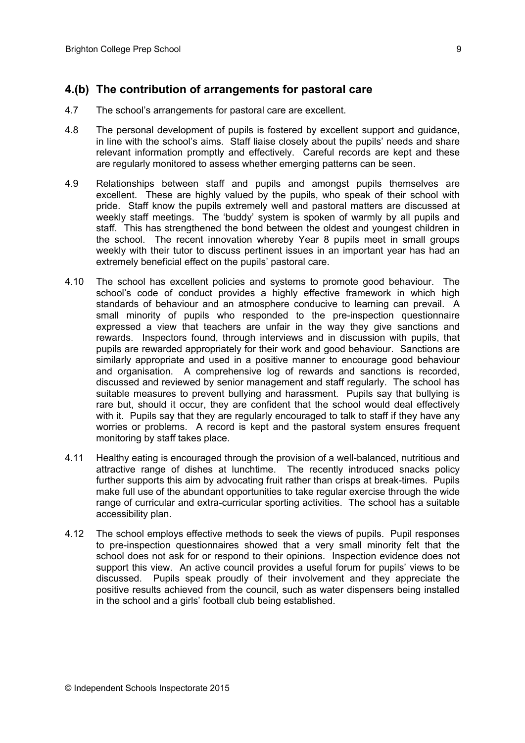## 4.(b) The contribution of arrangements for pastoral care

4.7 The school's arrangements for pastoral care are excellent.

4.8 The personal development of pupils is fostered by excellent support and guidance, in line with the school's aims. Staff liaise closely about the pupils' needs and share relevant information promptly and effectively. Careful records are kept and these are regularly monitored to assess whether emerging patterns can be seen.

4.9 Relationships between staff and pupils and amongst pupils themselves are excellent. These are highly valued by the pupils, who speak of their school with pride. Staff know the pupils extremely well and pastoral matters are discussed at weekly staff meetings. The 'buddy' system is spoken of warmly by all pupils and staff. This has strengthened the bond between the oldest and youngest children in the school. The recent innovation whereby Year 8 pupils meet in small groups weekly with their tutor to discuss pertinent issues in an important year has had an extremely beneficial effect on the pupils' pastoral care.

4.10 The school has excellent policies and systems to promote good behaviour. The school's code of conduct provides a highly effective framework in which high standards of behaviour and an atmosphere conducive to learning can prevail. A small minority of pupils who responded to the pre-inspection questionnaire expressed a view that teachers are unfair in the way they give sanctions and rewards. Inspectors found, through interviews and in discussion with pupils, that pupils are rewarded appropriately for their work and good behaviour. Sanctions are similarly appropriate and used in a positive manner to encourage good behaviour and organisation. A comprehensive log of rewards and sanctions is recorded, discussed and reviewed by senior management and staff regularly. The school has suitable measures to prevent bullying and harassment. Pupils say that bullying is rare but, should it occur, they are confident that the school would deal effectively with it. Pupils say that they are regularly encouraged to talk to staff if they have any worries or problems. A record is kept and the pastoral system ensures frequent monitoring by staff takes place.

4.11 Healthy eating is encouraged through the provision of a well-balanced, nutritious and attractive range of dishes at lunchtime. The recently introduced snacks policy further supports this aim by advocating fruit rather than crisps at break-times. Pupils make full use of the abundant opportunities to take regular exercise through the wide range of curricular and extra-curricular sporting activities. The school has a suitable accessibility plan.

4.12 The school employs effective methods to seek the views of pupils. Pupil responses to pre-inspection questionnaires showed that a very small minority felt that the school does not ask for or respond to their opinions. Inspection evidence does not support this view. An active council provides a useful forum for pupils' views to be discussed. Pupils speak proudly of their involvement and they appreciate the positive results achieved from the council, such as water dispensers being installed in the school and a girls' football club being established.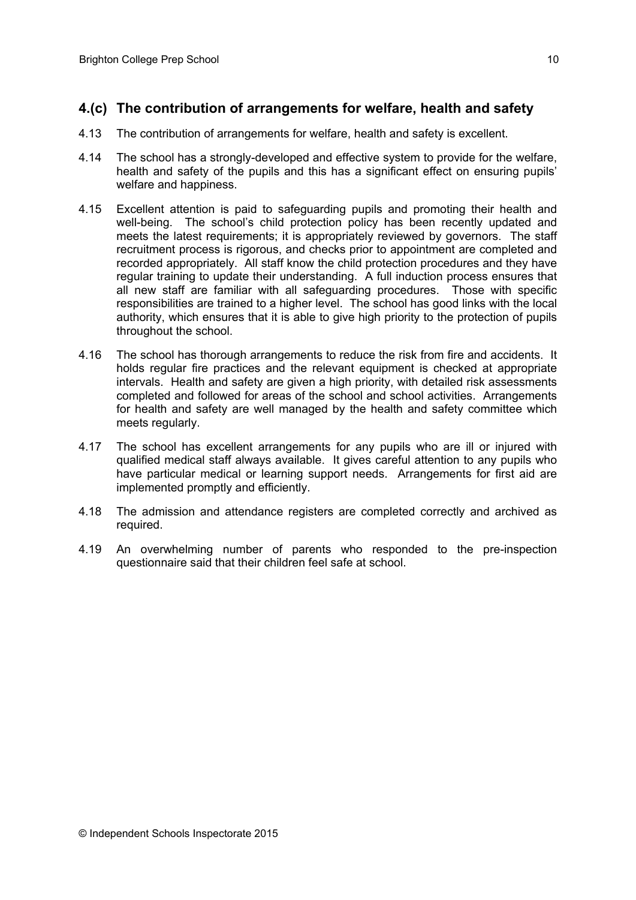## 4.(c) The contribution of arrangements for welfare, health and safety

4.13 The contribution of arrangements for welfare, health and safety is excellent.

4.14 The school has a strongly-developed and effective system to provide for the welfare, health and safety of the pupils and this has a significant effect on ensuring pupils' welfare and happiness.

4.15 Excellent attention is paid to safeguarding pupils and promoting their health and well-being. The school's child protection policy has been recently updated and meets the latest requirements; it is appropriately reviewed by governors. The staff recruitment process is rigorous, and checks prior to appointment are completed and recorded appropriately. All staff know the child protection procedures and they have regular training to update their understanding. A full induction process ensures that all new staff are familiar with all safeguarding procedures. Those with specific responsibilities are trained to a higher level. The school has good links with the local authority, which ensures that it is able to give high priority to the protection of pupils throughout the school.

4.16 The school has thorough arrangements to reduce the risk from fire and accidents. It holds regular fire practices and the relevant equipment is checked at appropriate intervals. Health and safety are given a high priority, with detailed risk assessments completed and followed for areas of the school and school activities. Arrangements for health and safety are well managed by the health and safety committee which meets regularly.

4.17 The school has excellent arrangements for any pupils who are ill or injured with qualified medical staff always available. It gives careful attention to any pupils who have particular medical or learning support needs. Arrangements for first aid are implemented promptly and efficiently.

4.18 The admission and attendance registers are completed correctly and archived as required.

4.19 An overwhelming number of parents who responded to the pre-inspection questionnaire said that their children feel safe at school.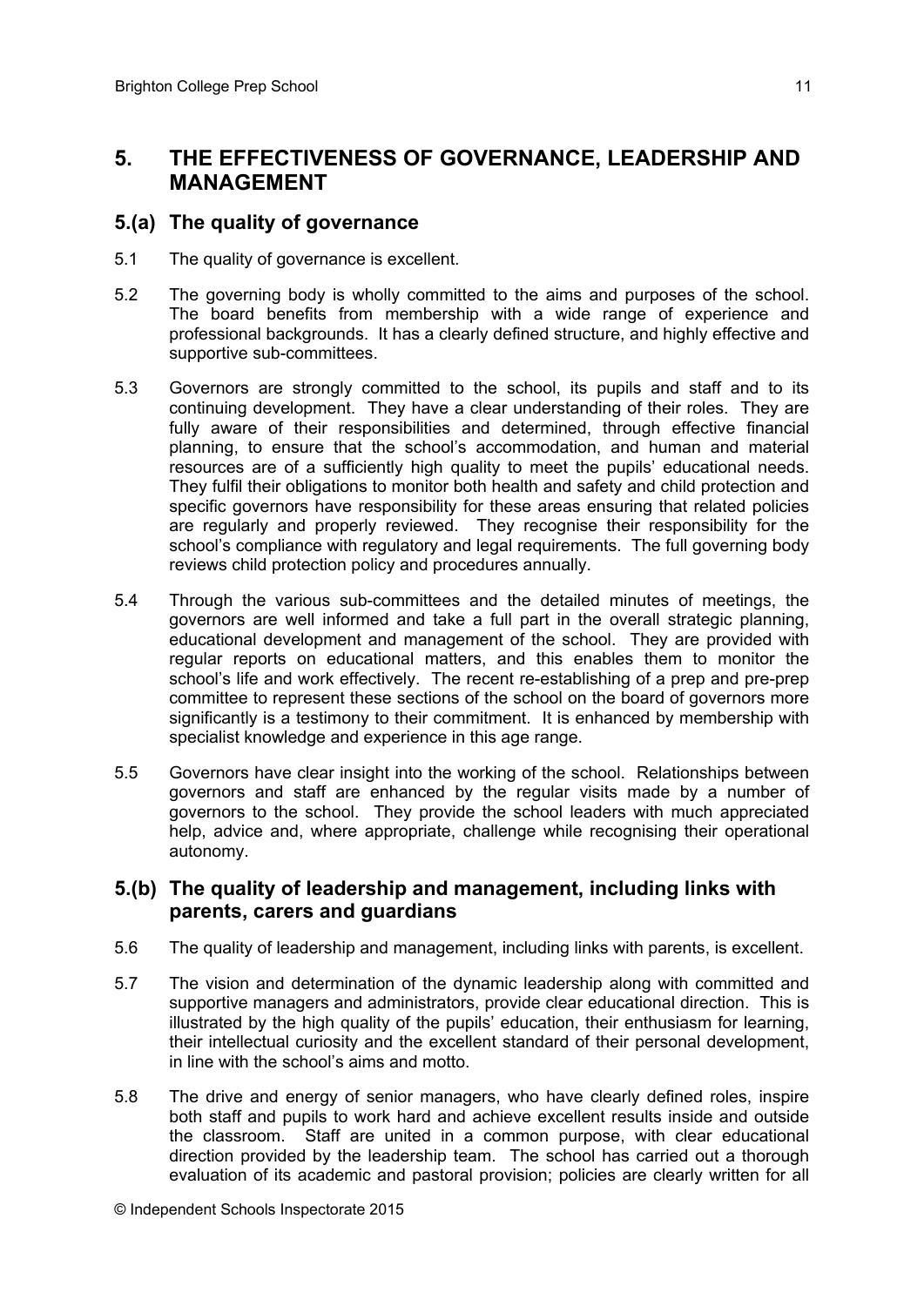## 5. THE EFFECTIVENESS OF GOVERNANCE, LEADERSHIP AND MANAGEMENT

### 5.(a) The quality of governance

5.1 The quality of governance is excellent.

5.2 The governing body is wholly committed to the aims and purposes of the school. The board benefits from membership with a wide range of experience and professional backgrounds. It has a clearly defined structure, and highly effective and supportive sub-committees.

5.3 Governors are strongly committed to the school, its pupils and staff and to its continuing development. They have a clear understanding of their roles. They are fully aware of their responsibilities and determined, through effective financial planning, to ensure that the school's accommodation, and human and material resources are of a sufficiently high quality to meet the pupils' educational needs. They fulfil their obligations to monitor both health and safety and child protection and specific governors have responsibility for these areas ensuring that related policies are regularly and properly reviewed. They recognise their responsibility for the school's compliance with regulatory and legal requirements. The full governing body reviews child protection policy and procedures annually.

5.4 Through the various sub-committees and the detailed minutes of meetings, the governors are well informed and take a full part in the overall strategic planning, educational development and management of the school. They are provided with regular reports on educational matters, and this enables them to monitor the school's life and work effectively. The recent re-establishing of a prep and pre-prep committee to represent these sections of the school on the board of governors more significantly is a testimony to their commitment. It is enhanced by membership with specialist knowledge and experience in this age range.

5.5 Governors have clear insight into the working of the school. Relationships between governors and staff are enhanced by the regular visits made by a number of governors to the school. They provide the school leaders with much appreciated help, advice and, where appropriate, challenge while recognising their operational autonomy.

### 5.(b) The quality of leadership and management, including links with parents, carers and guardians

5.6 The quality of leadership and management, including links with parents, is excellent.

5.7 The vision and determination of the dynamic leadership along with committed and supportive managers and administrators, provide clear educational direction. This is illustrated by the high quality of the pupils' education, their enthusiasm for learning, their intellectual curiosity and the excellent standard of their personal development, in line with the school's aims and motto.

5.8 The drive and energy of senior managers, who have clearly defined roles, inspire both staff and pupils to work hard and achieve excellent results inside and outside the classroom. Staff are united in a common purpose, with clear educational direction provided by the leadership team. The school has carried out a thorough evaluation of its academic and pastoral provision; policies are clearly written for all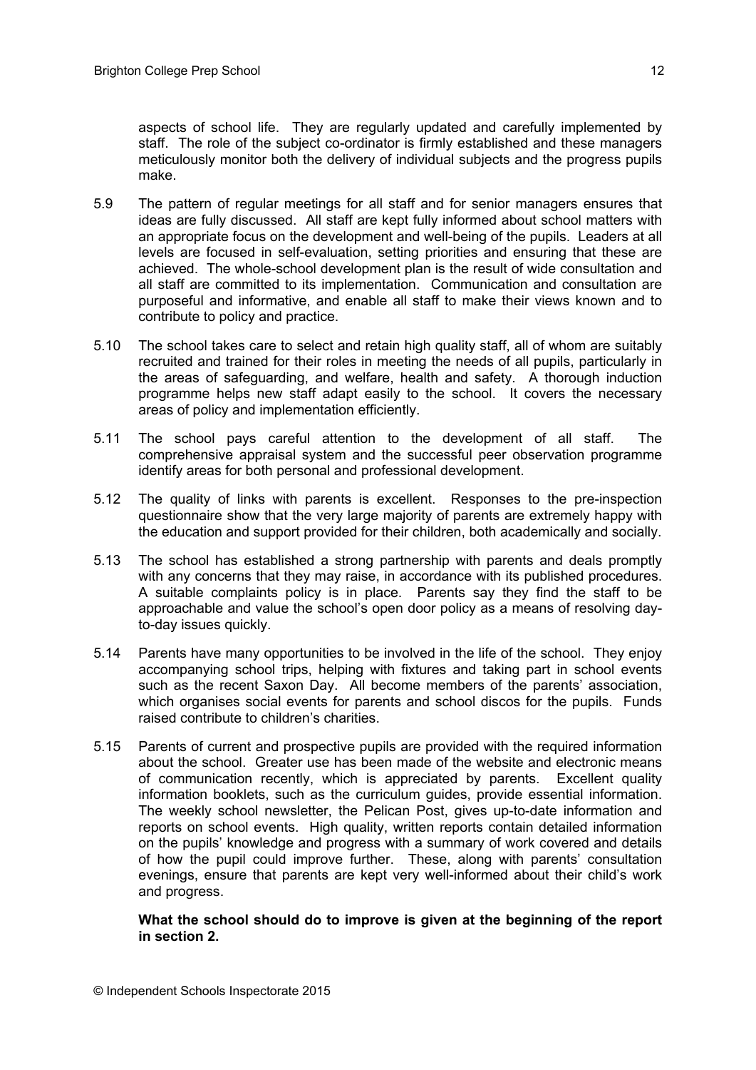aspects of school life. They are regularly updated and carefully implemented by staff. The role of the subject co-ordinator is firmly established and these managers meticulously monitor both the delivery of individual subjects and the progress pupils make.

5.9 The pattern of regular meetings for all staff and for senior managers ensures that ideas are fully discussed. All staff are kept fully informed about school matters with an appropriate focus on the development and well-being of the pupils. Leaders at all levels are focused in self-evaluation, setting priorities and ensuring that these are achieved. The whole-school development plan is the result of wide consultation and all staff are committed to its implementation. Communication and consultation are purposeful and informative, and enable all staff to make their views known and to contribute to policy and practice.

5.10 The school takes care to select and retain high quality staff, all of whom are suitably recruited and trained for their roles in meeting the needs of all pupils, particularly in the areas of safeguarding, and welfare, health and safety. A thorough induction programme helps new staff adapt easily to the school. It covers the necessary areas of policy and implementation efficiently.

5.11 The school pays careful attention to the development of all staff. The comprehensive appraisal system and the successful peer observation programme identify areas for both personal and professional development.

5.12 The quality of links with parents is excellent. Responses to the pre-inspection questionnaire show that the very large majority of parents are extremely happy with the education and support provided for their children, both academically and socially.

5.13 The school has established a strong partnership with parents and deals promptly with any concerns that they may raise, in accordance with its published procedures. A suitable complaints policy is in place. Parents say they find the staff to be approachable and value the school's open door policy as a means of resolving day-to-day issues quickly.

5.14 Parents have many opportunities to be involved in the life of the school. They enjoy accompanying school trips, helping with fixtures and taking part in school events such as the recent Saxon Day. All become members of the parents' association, which organises social events for parents and school discos for the pupils. Funds raised contribute to children's charities.

5.15 Parents of current and prospective pupils are provided with the required information about the school. Greater use has been made of the website and electronic means of communication recently, which is appreciated by parents. Excellent quality information booklets, such as the curriculum guides, provide essential information. The weekly school newsletter, the Pelican Post, gives up-to-date information and reports on school events. High quality, written reports contain detailed information on the pupils' knowledge and progress with a summary of work covered and details of how the pupil could improve further. These, along with parents' consultation evenings, ensure that parents are kept very well-informed about their child's work and progress.

**What the school should do to improve is given at the beginning of the report in section 2.**

© Independent Schools Inspectorate 2015